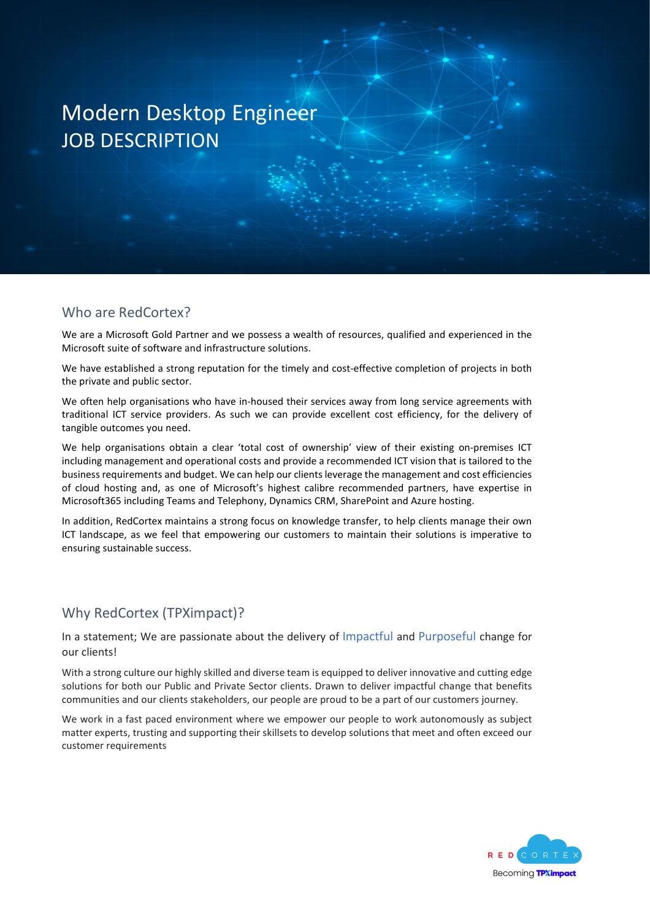# Modern Desktop Engineer
# JOB DESCRIPTION

## Who are RedCortex?

We are a Microsoft Gold Partner and we possess a wealth of resources, qualified and experienced in the Microsoft suite of software and infrastructure solutions.

We have established a strong reputation for the timely and cost-effective completion of projects in both the private and public sector.

We often help organisations who have in-housed their services away from long service agreements with traditional ICT service providers. As such we can provide excellent cost efficiency, for the delivery of tangible outcomes you need.

We help organisations obtain a clear 'total cost of ownership' view of their existing on-premises ICT including management and operational costs and provide a recommended ICT vision that is tailored to the business requirements and budget. We can help our clients leverage the management and cost efficiencies of cloud hosting and, as one of Microsoft's highest calibre recommended partners, have expertise in Microsoft365 including Teams and Telephony, Dynamics CRM, SharePoint and Azure hosting.

In addition, RedCortex maintains a strong focus on knowledge transfer, to help clients manage their own ICT landscape, as we feel that empowering our customers to maintain their solutions is imperative to ensuring sustainable success.

## Why RedCortex (TPXimpact)?

In a statement; We are passionate about the delivery of Impactful and Purposeful change for our clients!

With a strong culture our highly skilled and diverse team is equipped to deliver innovative and cutting edge solutions for both our Public and Private Sector clients. Drawn to deliver impactful change that benefits communities and our clients stakeholders, our people are proud to be a part of our customers journey.

We work in a fast paced environment where we empower our people to work autonomously as subject matter experts, trusting and supporting their skillsets to develop solutions that meet and often exceed our customer requirements

RED CORTEX
Becoming TPXimpact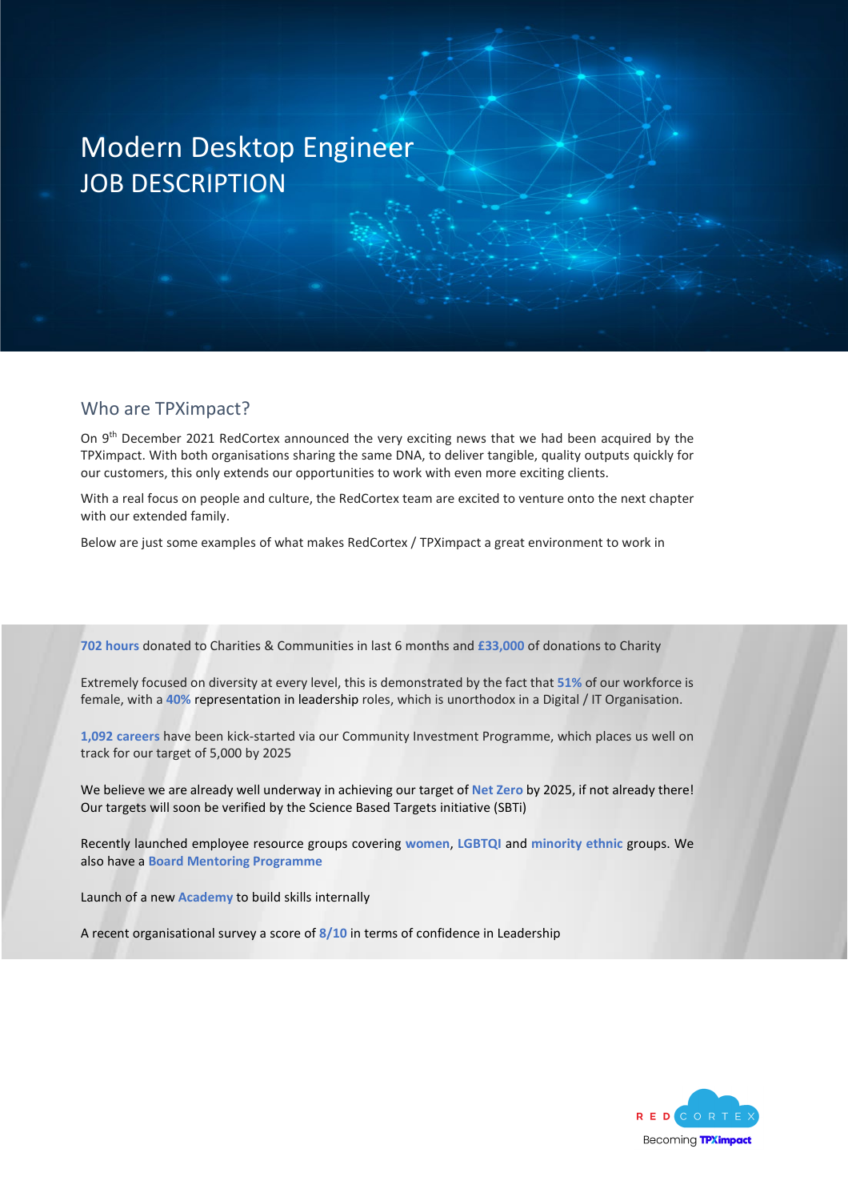# Modern Desktop Engineer

# JOB DESCRIPTION

## Who are TPXimpact?

On 9th December 2021 RedCortex announced the very exciting news that we had been acquired by the TPXimpact. With both organisations sharing the same DNA, to deliver tangible, quality outputs quickly for our customers, this only extends our opportunities to work with even more exciting clients.

With a real focus on people and culture, the RedCortex team are excited to venture onto the next chapter with our extended family.

Below are just some examples of what makes RedCortex / TPXimpact a great environment to work in

**702 hours** donated to Charities & Communities in last 6 months and **£33,000** of donations to Charity

Extremely focused on diversity at every level, this is demonstrated by the fact that **51%** of our workforce is female, with a **40%** representation in leadership roles, which is unorthodox in a Digital / IT Organisation.

**1,092 careers** have been kick-started via our Community Investment Programme, which places us well on track for our target of 5,000 by 2025

We believe we are already well underway in achieving our target of **Net Zero** by 2025, if not already there! Our targets will soon be verified by the Science Based Targets initiative (SBTi)

Recently launched employee resource groups covering **women**, **LGBTQI** and **minority ethnic** groups. We also have a **Board Mentoring Programme**

Launch of a new **Academy** to build skills internally

A recent organisational survey a score of **8/10** in terms of confidence in Leadership

RED CORTEX
Becoming TPXimpact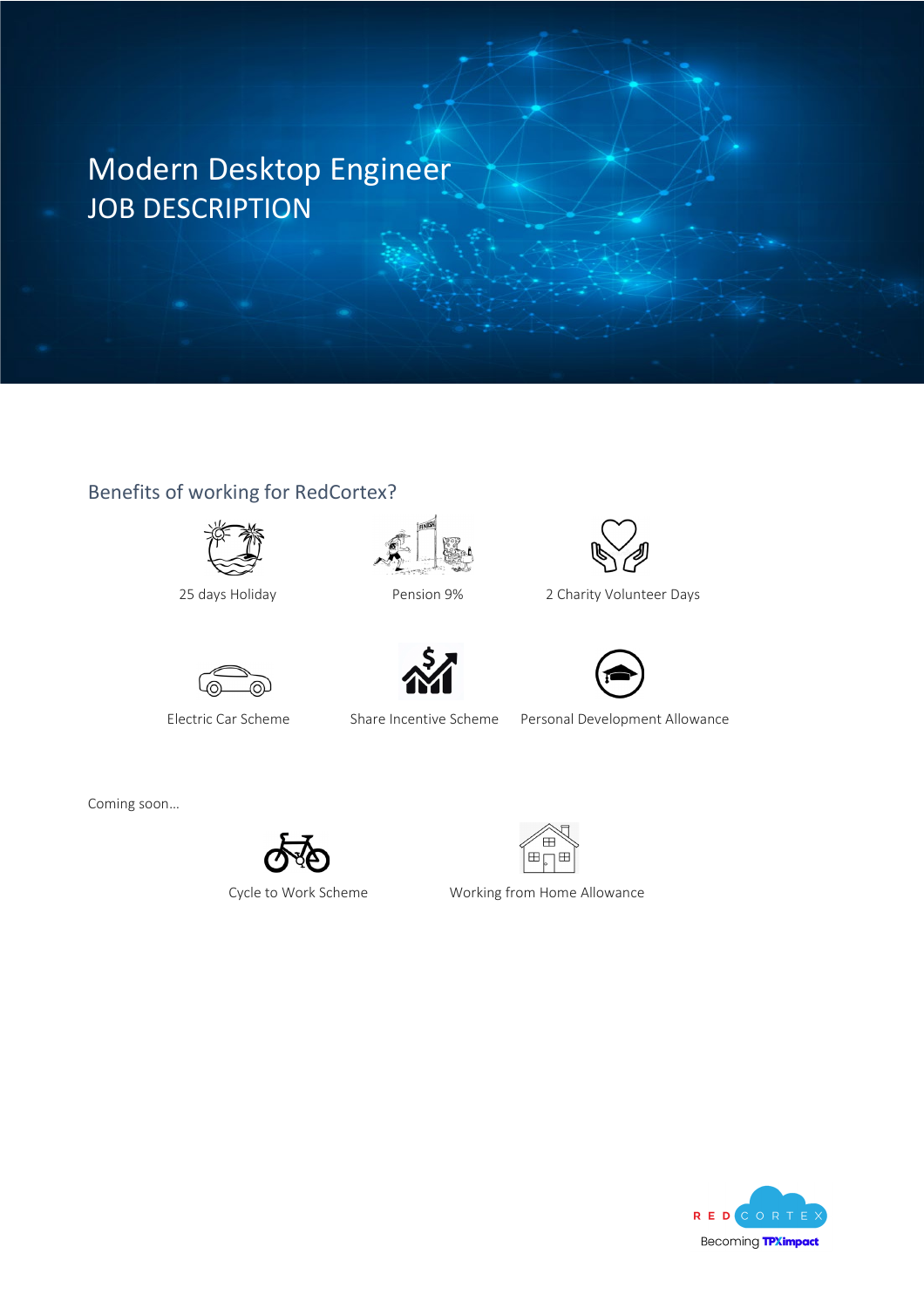# Modern Desktop Engineer

# JOB DESCRIPTION

## Benefits of working for RedCortex?

- 25 days Holiday
- Pension 9%
- 2 Charity Volunteer Days
- Electric Car Scheme
- Share Incentive Scheme
- Personal Development Allowance

Coming soon…

- Cycle to Work Scheme
- Working from Home Allowance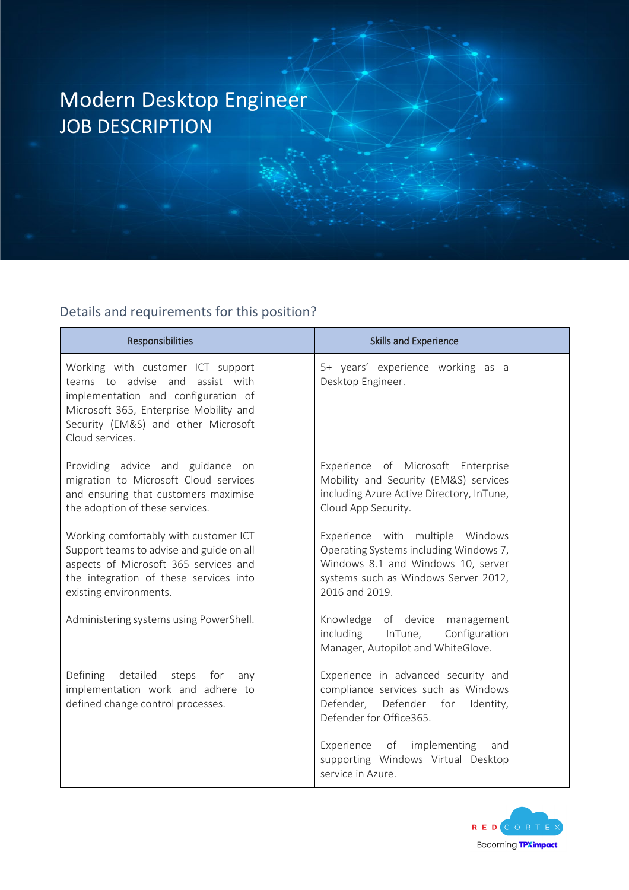# Modern Desktop Engineer

# JOB DESCRIPTION

## Details and requirements for this position?

| Responsibilities | Skills and Experience |
|---|---|
| Working with customer ICT support teams to advise and assist with implementation and configuration of Microsoft 365, Enterprise Mobility and Security (EM&S) and other Microsoft Cloud services. | 5+ years' experience working as a Desktop Engineer. |
| Providing advice and guidance on migration to Microsoft Cloud services and ensuring that customers maximise the adoption of these services. | Experience of Microsoft Enterprise Mobility and Security (EM&S) services including Azure Active Directory, InTune, Cloud App Security. |
| Working comfortably with customer ICT Support teams to advise and guide on all aspects of Microsoft 365 services and the integration of these services into existing environments. | Experience with multiple Windows Operating Systems including Windows 7, Windows 8.1 and Windows 10, server systems such as Windows Server 2012, 2016 and 2019. |
| Administering systems using PowerShell. | Knowledge of device management including InTune, Configuration Manager, Autopilot and WhiteGlove. |
| Defining detailed steps for any implementation work and adhere to defined change control processes. | Experience in advanced security and compliance services such as Windows Defender, Defender for Identity, Defender for Office365. |
| | Experience of implementing and supporting Windows Virtual Desktop service in Azure. |

RED CORTEX

Becoming TPXimpact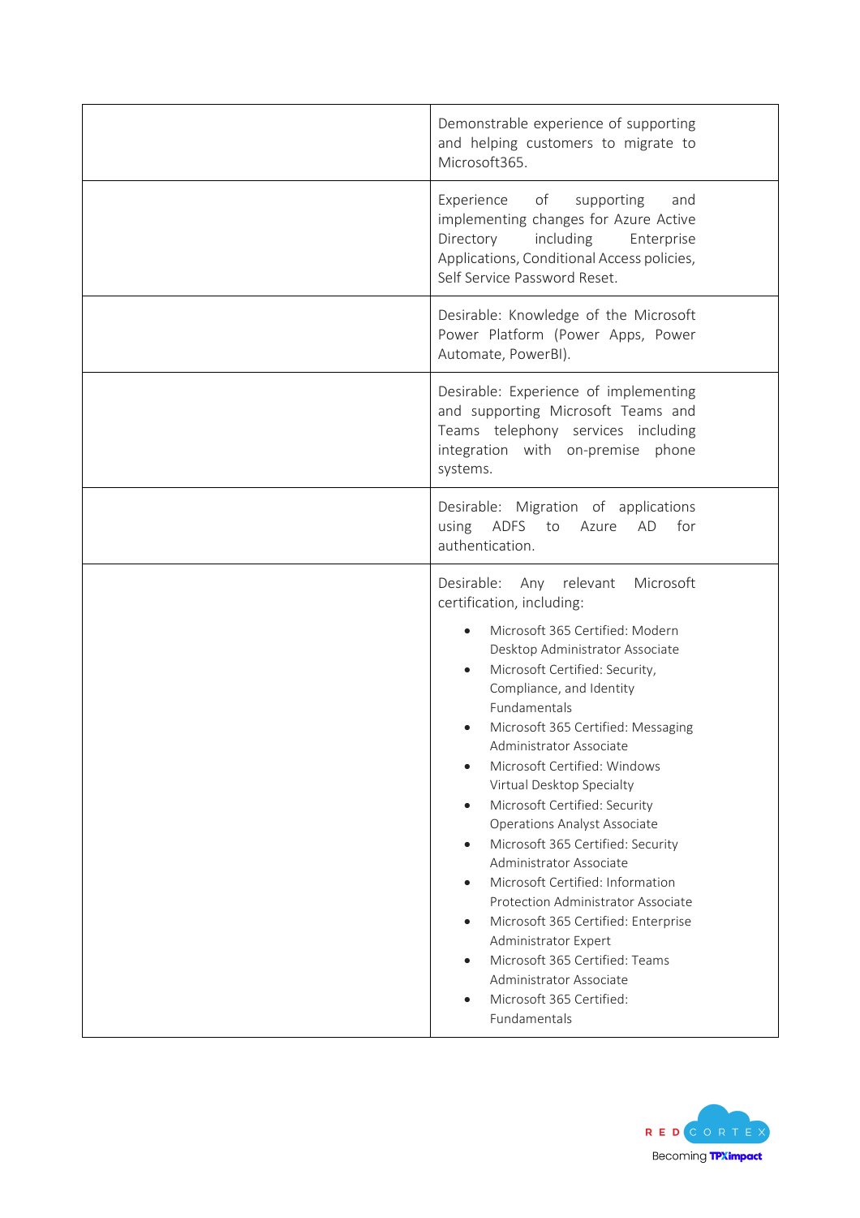| | |
|---|---|
| | Demonstrable experience of supporting and helping customers to migrate to Microsoft365. |
| | Experience of supporting and implementing changes for Azure Active Directory including Enterprise Applications, Conditional Access policies, Self Service Password Reset. |
| | Desirable: Knowledge of the Microsoft Power Platform (Power Apps, Power Automate, PowerBI). |
| | Desirable: Experience of implementing and supporting Microsoft Teams and Teams telephony services including integration with on-premise phone systems. |
| | Desirable: Migration of applications using ADFS to Azure AD for authentication. |
| | Desirable: Any relevant Microsoft certification, including:<br>• Microsoft 365 Certified: Modern Desktop Administrator Associate<br>• Microsoft Certified: Security, Compliance, and Identity Fundamentals<br>• Microsoft 365 Certified: Messaging Administrator Associate<br>• Microsoft Certified: Windows Virtual Desktop Specialty<br>• Microsoft Certified: Security Operations Analyst Associate<br>• Microsoft 365 Certified: Security Administrator Associate<br>• Microsoft Certified: Information Protection Administrator Associate<br>• Microsoft 365 Certified: Enterprise Administrator Expert<br>• Microsoft 365 Certified: Teams Administrator Associate<br>• Microsoft 365 Certified: Fundamentals |